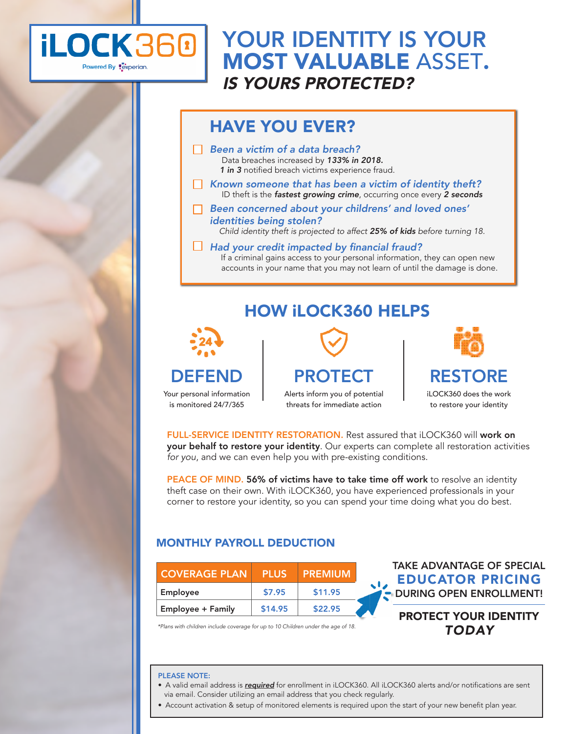iLOCK360

Powered By experian.

# YOUR IDENTITY IS YOUR MOST VALUABLE ASSET.

## *IS YOURS PROTECTED?*

## HAVE YOU EVER?

- ☐ ***Been a victim of a data breach?***
  Data breaches increased by ***133% in 2018.***
  ***1 in 3*** notified breach victims experience fraud.
- ☐ ***Known someone that has been a victim of identity theft?***
  ID theft is the ***fastest growing crime***, occurring once every ***2 seconds***
- ☐ ***Been concerned about your childrens' and loved ones' identities being stolen?***
  *Child identity theft is projected to affect **25% of kids** before turning 18.*
- ☐ ***Had your credit impacted by financial fraud?***
  If a criminal gains access to your personal information, they can open new accounts in your name that you may not learn of until the damage is done.

## HOW iLOCK360 HELPS

### DEFEND

Your personal information is monitored 24/7/365

### PROTECT

Alerts inform you of potential threats for immediate action

### RESTORE

iLOCK360 does the work to restore your identity

**FULL-SERVICE IDENTITY RESTORATION.** Rest assured that iLOCK360 will **work on your behalf to restore your identity**. Our experts can complete all restoration activities *for you*, and we can even help you with pre-existing conditions.

**PEACE OF MIND.** **56% of victims have to take time off work** to resolve an identity theft case on their own. With iLOCK360, you have experienced professionals in your corner to restore your identity, so you can spend your time doing what you do best.

## MONTHLY PAYROLL DEDUCTION

| COVERAGE PLAN | PLUS | PREMIUM |
|---|---|---|
| Employee | $7.95 | $11.95 |
| Employee + Family | $14.95 | $22.95 |

*\*Plans with children include coverage for up to 10 Children under the age of 18.*

TAKE ADVANTAGE OF SPECIAL **EDUCATOR PRICING** DURING OPEN ENROLLMENT!

**PROTECT YOUR IDENTITY *TODAY***

**PLEASE NOTE:**

- A valid email address is ***required*** for enrollment in iLOCK360. All iLOCK360 alerts and/or notifications are sent via email. Consider utilizing an email address that you check regularly.
- Account activation & setup of monitored elements is required upon the start of your new benefit plan year.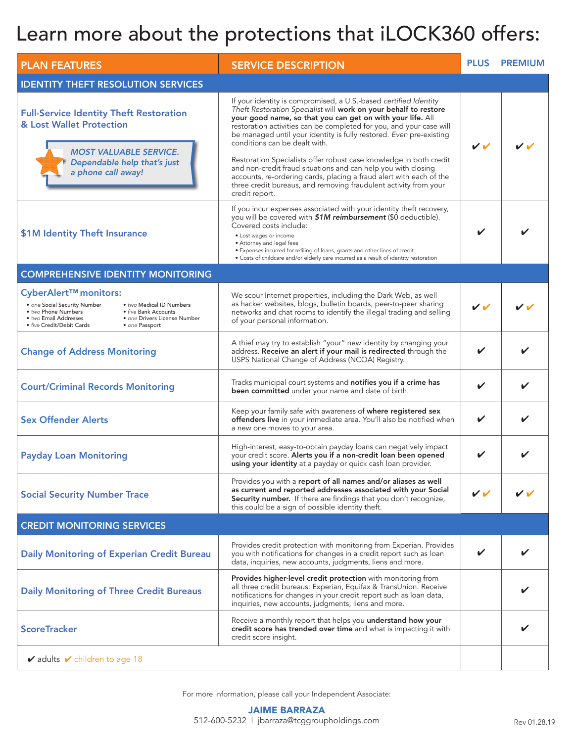# Learn more about the protections that iLOCK360 offers:

| PLAN FEATURES | SERVICE DESCRIPTION | PLUS | PREMIUM |
|---|---|---|---|
| **IDENTITY THEFT RESOLUTION SERVICES** | | | |
| **Full-Service Identity Theft Restoration & Lost Wallet Protection**<br>*MOST VALUABLE SERVICE. Dependable help that's just a phone call away!* | If your identity is compromised, a U.S.-based *certified Identity Theft Restoration Specialist* will **work on your behalf to restore your good name, so that you can get on with your life.** All restoration activities can be completed for you, and your case will be managed until your identity is fully restored. *Even* pre-existing conditions can be dealt with.<br><br>Restoration Specialists offer robust case knowledge in both credit and non-credit fraud situations and can help you with closing accounts, re-ordering cards, placing a fraud alert with each of the three credit bureaus, and removing fraudulent activity from your credit report. | ✔✔ | ✔✔ |
| **$1M Identity Theft Insurance** | If you incur expenses associated with your identity theft recovery, you will be covered with ***$1M reimbursement*** ($0 deductible). Covered costs include:<br>• Lost wages or income<br>• Attorney and legal fees<br>• Expenses incurred for refiling of loans, grants and other lines of credit<br>• Costs of childcare and/or elderly care incurred as a result of identity restoration | ✔ | ✔ |
| **COMPREHENSIVE IDENTITY MONITORING** | | | |
| **CyberAlert™ monitors:**<br>• *one* Social Security Number<br>• *two* Phone Numbers<br>• *two* Email Addresses<br>• *five* Credit/Debit Cards<br>• *two* Medical ID Numbers<br>• *five* Bank Accounts<br>• *one* Drivers License Number<br>• *one* Passport | We scour Internet properties, including the Dark Web, as well as hacker websites, blogs, bulletin boards, peer-to-peer sharing networks and chat rooms to identify the illegal trading and selling of your personal information. | ✔✔ | ✔✔ |
| **Change of Address Monitoring** | A thief may try to establish "your" new identity by changing your address. **Receive an alert if your mail is redirected** through the USPS National Change of Address (NCOA) Registry. | ✔ | ✔ |
| **Court/Criminal Records Monitoring** | Tracks municipal court systems and **notifies you if a crime has been committed** under your name and date of birth. | ✔ | ✔ |
| **Sex Offender Alerts** | Keep your family safe with awareness of **where registered sex offenders live** in your immediate area. You'll also be notified when a new one moves to your area. | ✔ | ✔ |
| **Payday Loan Monitoring** | High-interest, easy-to-obtain payday loans can negatively impact your credit score. **Alerts you if a non-credit loan been opened using your identity** at a payday or quick cash loan provider. | ✔ | ✔ |
| **Social Security Number Trace** | Provides you with a **report of all names and/or aliases as well as current and reported addresses associated with your Social Security number.** If there are findings that you don't recognize, this could be a sign of possible identity theft. | ✔✔ | ✔✔ |
| **CREDIT MONITORING SERVICES** | | | |
| **Daily Monitoring of Experian Credit Bureau** | Provides credit protection with monitoring from Experian. Provides you with notifications for changes in a credit report such as loan data, inquiries, new accounts, judgments, liens and more. | ✔ | ✔ |
| **Daily Monitoring of Three Credit Bureaus** | **Provides higher-level credit protection** with monitoring from all three credit bureaus: Experian, Equifax & TransUnion. Receive notifications for changes in your credit report such as loan data, inquiries, new accounts, judgments, liens and more. | | ✔ |
| **ScoreTracker** | Receive a monthly report that helps you **understand how your credit score has trended over time** and what is impacting it with credit score insight. | | ✔ |
| ✔ adults ✔ children to age 18 | | | |

For more information, please call your Independent Associate:

**JAIME BARRAZA**
512-600-5232 | jbarraza@tcggroupholdings.com

Rev 01.28.19